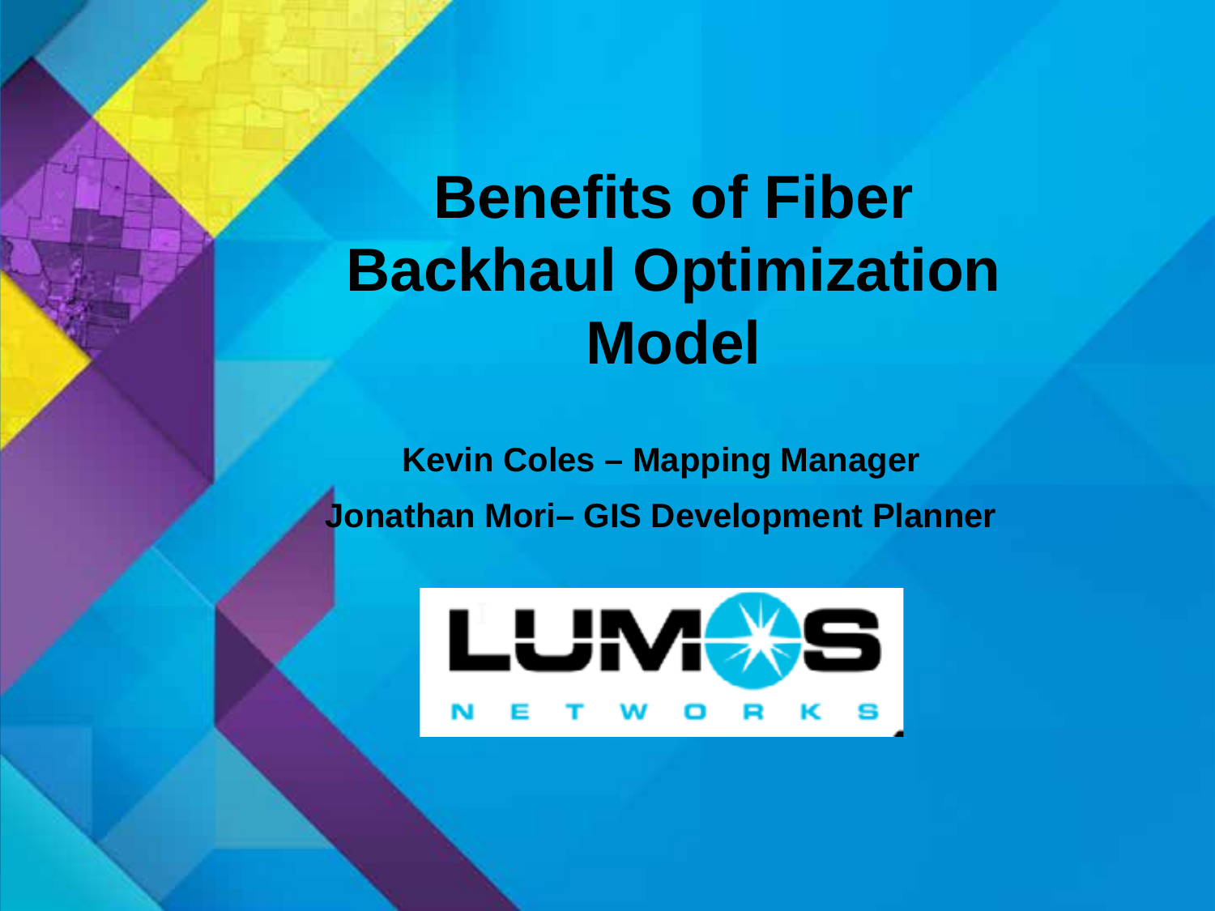# Benefits of Fiber Backhaul Optimization Model

**Kevin Coles – Mapping Manager**

**Jonathan Mori– GIS Development Planner**

LUMOS NETWORKS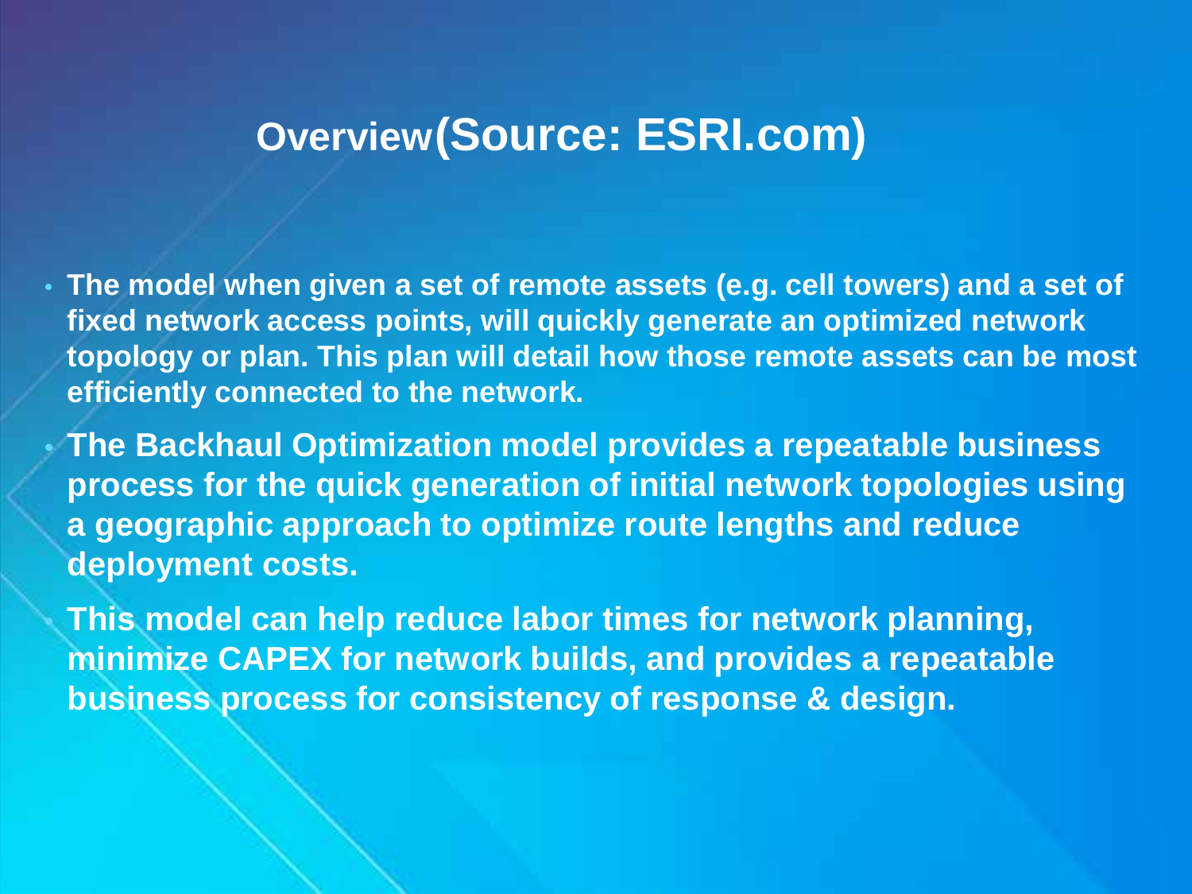# Overview(Source: ESRI.com)

- **The model when given a set of remote assets (e.g. cell towers) and a set of fixed network access points, will quickly generate an optimized network topology or plan. This plan will detail how those remote assets can be most efficiently connected to the network.**
- **The Backhaul Optimization model provides a repeatable business process for the quick generation of initial network topologies using a geographic approach to optimize route lengths and reduce deployment costs.**
- **This model can help reduce labor times for network planning, minimize CAPEX for network builds, and provides a repeatable business process for consistency of response & design.**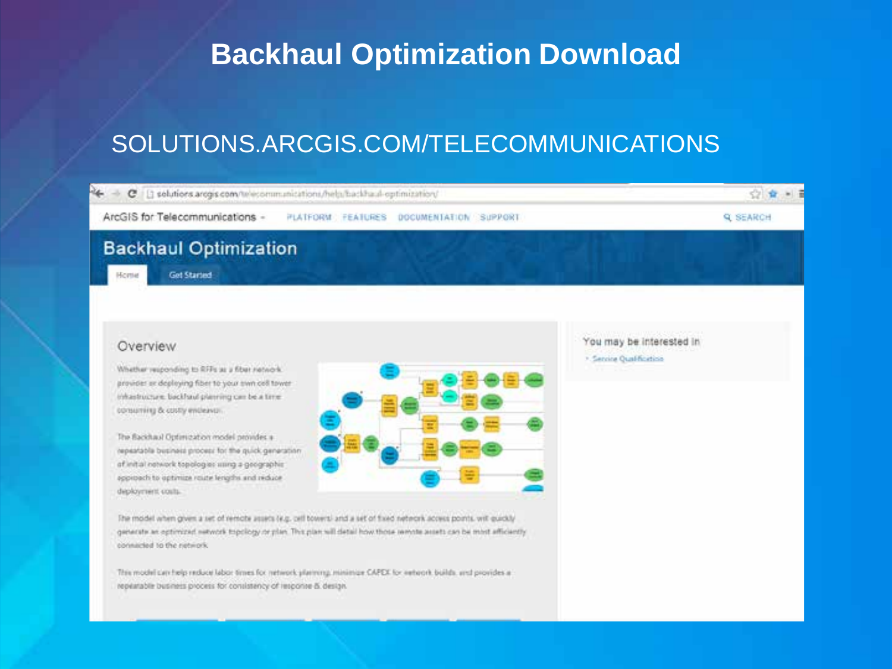# Backhaul Optimization Download

SOLUTIONS.ARCGIS.COM/TELECOMMUNICATIONS

solutions.arcgis.com/telecommunications/help/backhaul-optimization/

ArcGIS for Telecommunications - PLATFORM FEATURES DOCUMENTATION SUPPORT SEARCH

## Backhaul Optimization

Home Get Started

### Overview

Whether responding to RFPs as a fiber network provider or deploying fiber to your own cell tower infrastructure, backhaul planning can be a time consuming & costly endeavor.

The Backhaul Optimization model provides a repeatable business process for the quick generation of initial network topologies using a geographic approach to optimize route lengths and reduce deployment costs.

The model when given a set of remote assets (e.g. cell towers) and a set of fixed network access points, will quickly generate an optimized network topology or plan. This plan will detail how those remote assets can be most efficiently connected to the network.

This model can help reduce labor times for network planning, minimize CAPEX for network builds, and provides a repeatable business process for consistency of response & design.

You may be interested in

- Service Qualification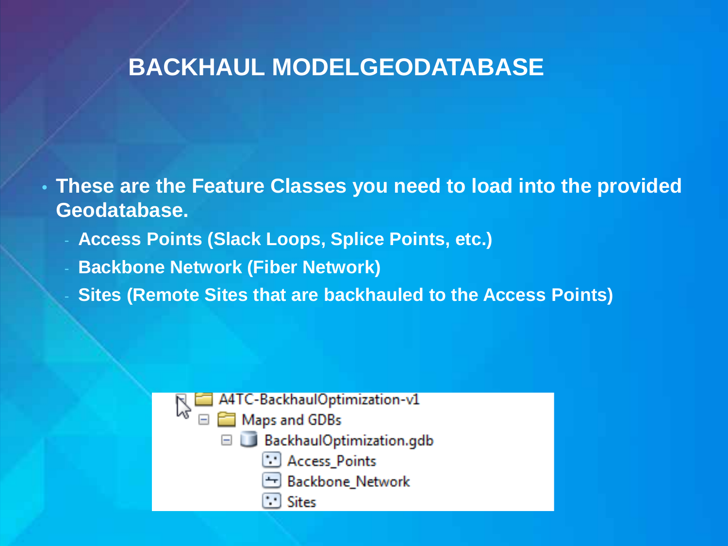# BACKHAUL MODELGEODATABASE

- These are the Feature Classes you need to load into the provided Geodatabase.
  - Access Points (Slack Loops, Splice Points, etc.)
  - Backbone Network (Fiber Network)
  - Sites (Remote Sites that are backhauled to the Access Points)

```
A4TC-BackhaulOptimization-v1
  Maps and GDBs
    BackhaulOptimization.gdb
      Access_Points
      Backbone_Network
      Sites
```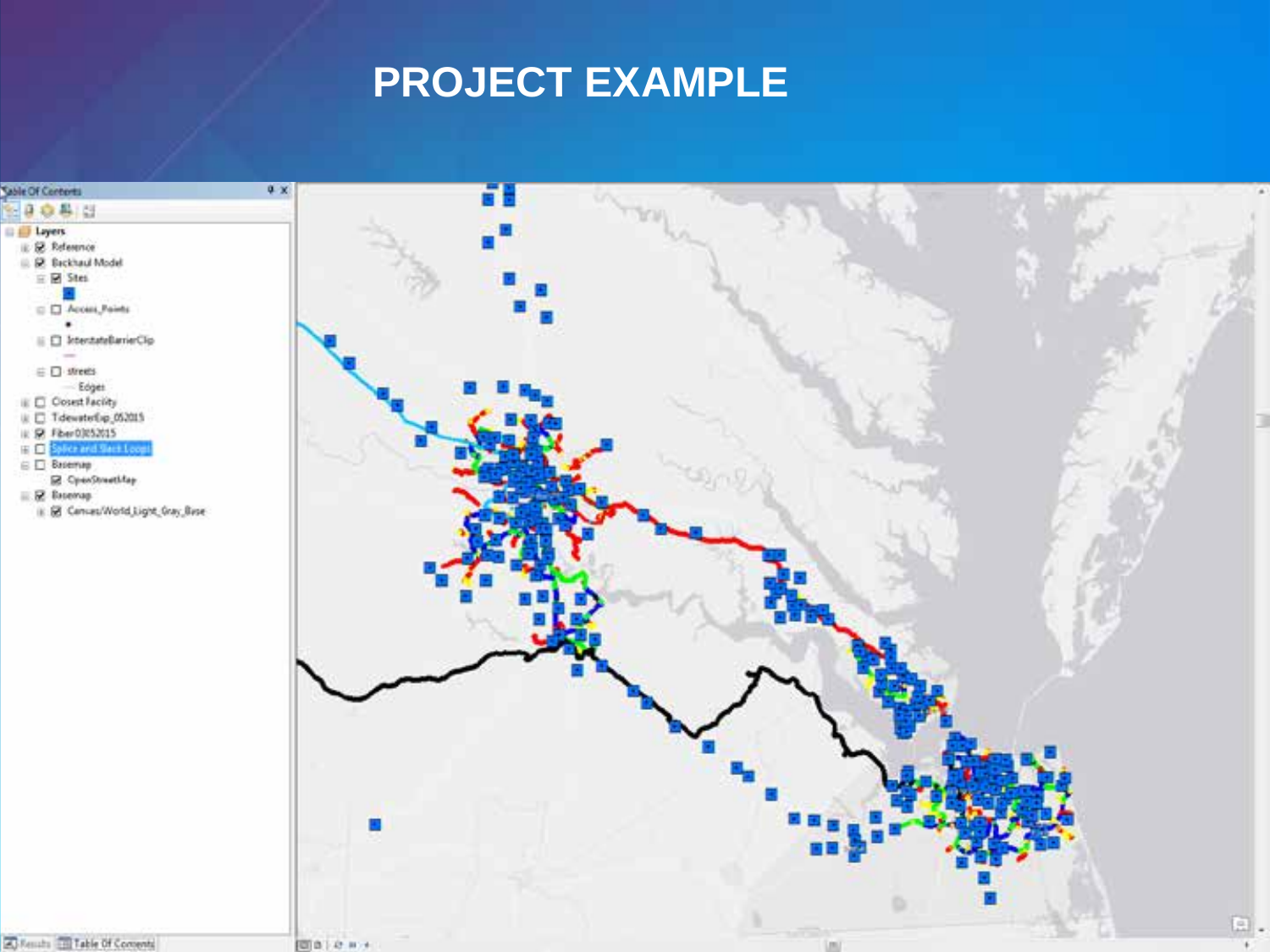# PROJECT EXAMPLE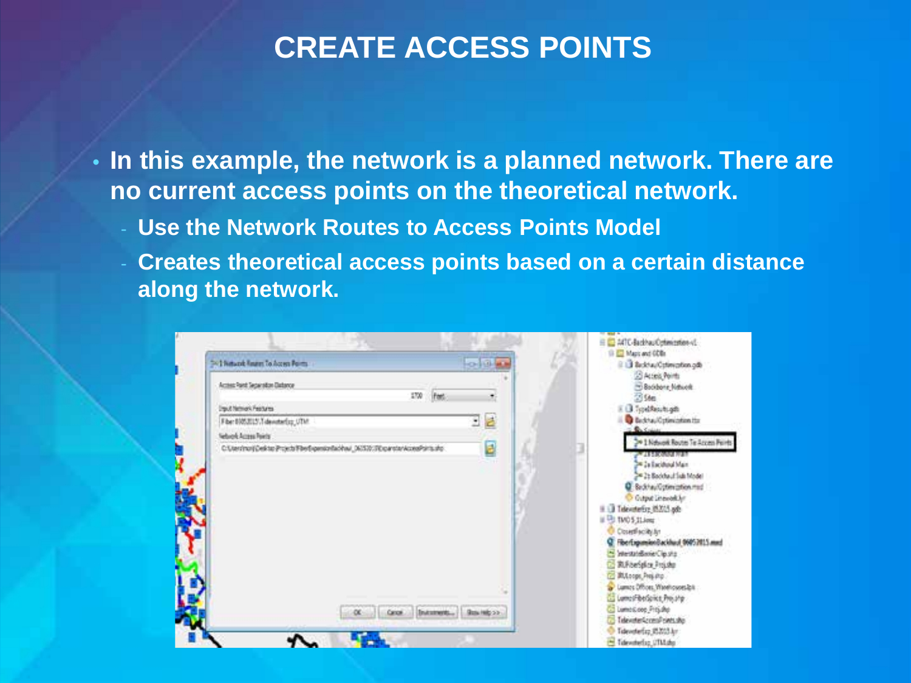# CREATE ACCESS POINTS

- In this example, the network is a planned network. There are no current access points on the theoretical network.
  - Use the Network Routes to Access Points Model
  - Creates theoretical access points based on a certain distance along the network.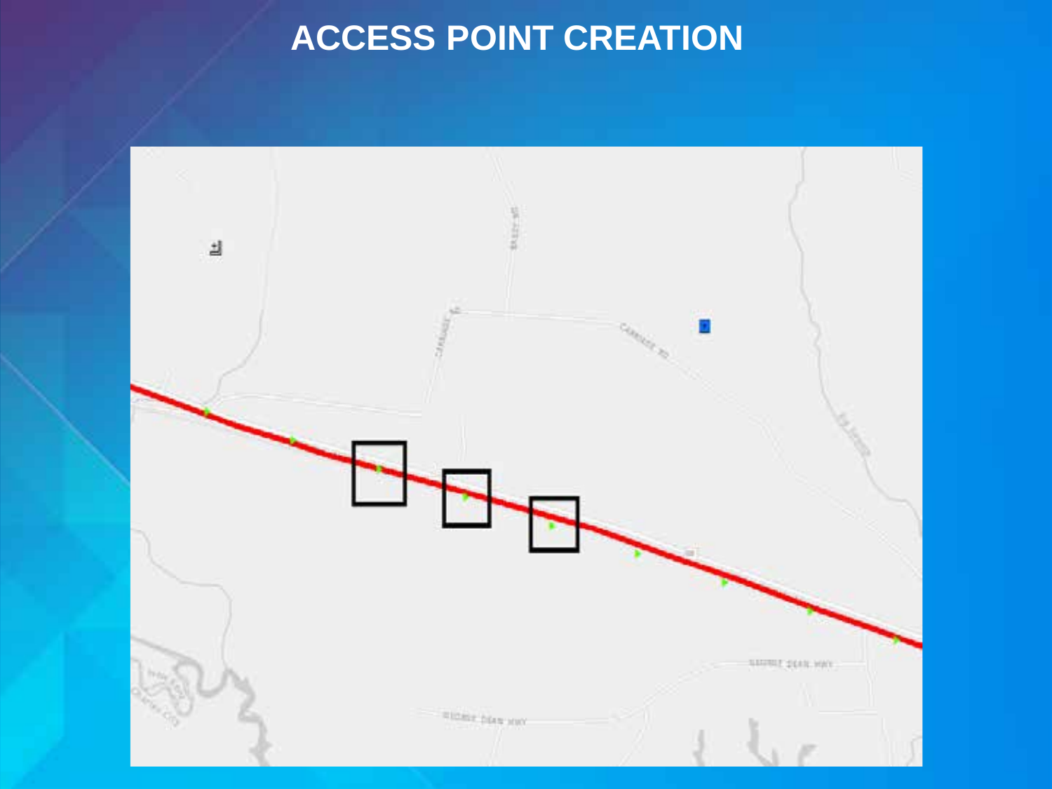# ACCESS POINT CREATION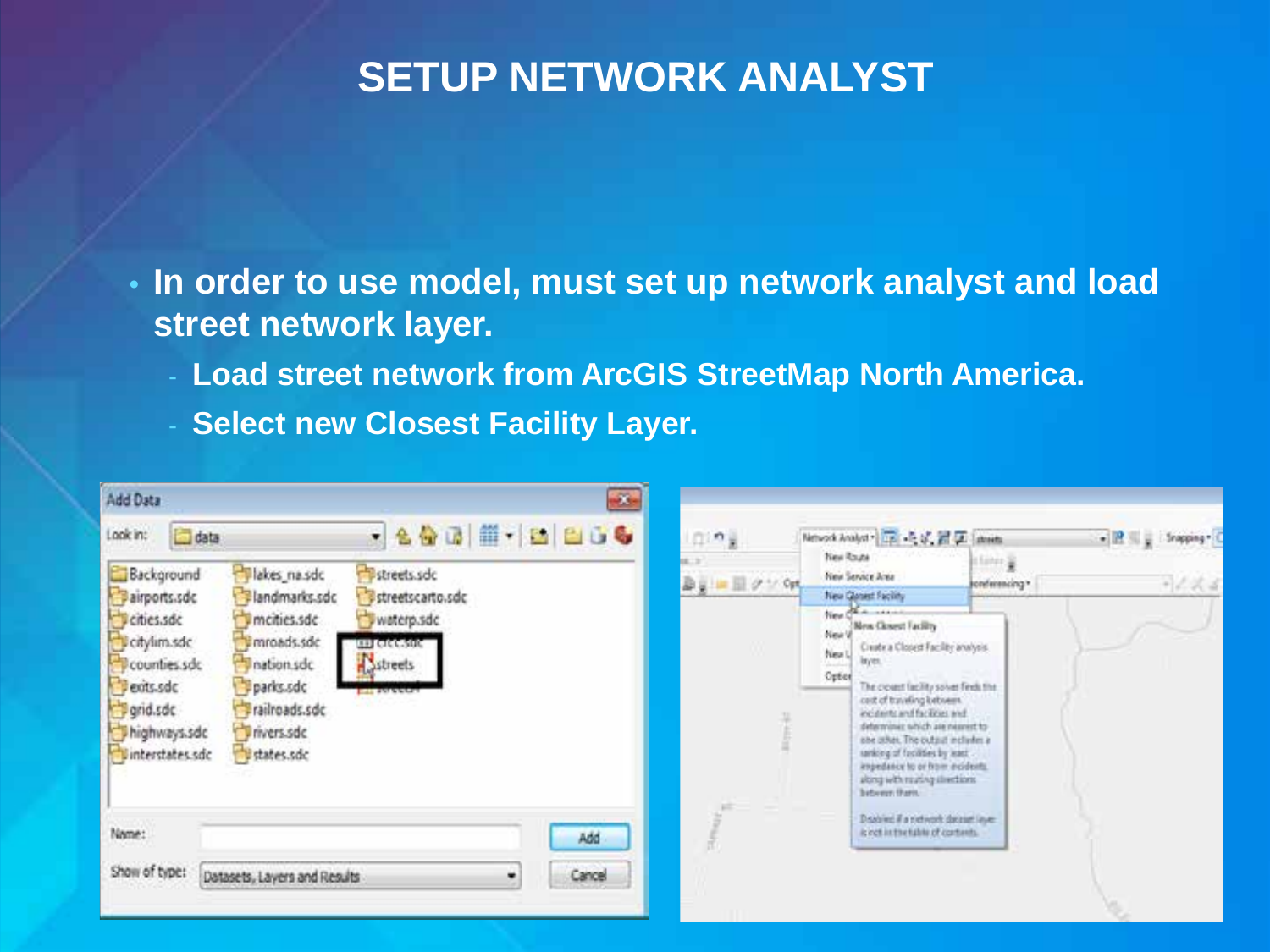# SETUP NETWORK ANALYST

- In order to use model, must set up network analyst and load street network layer.
  - Load street network from ArcGIS StreetMap North America.
  - Select new Closest Facility Layer.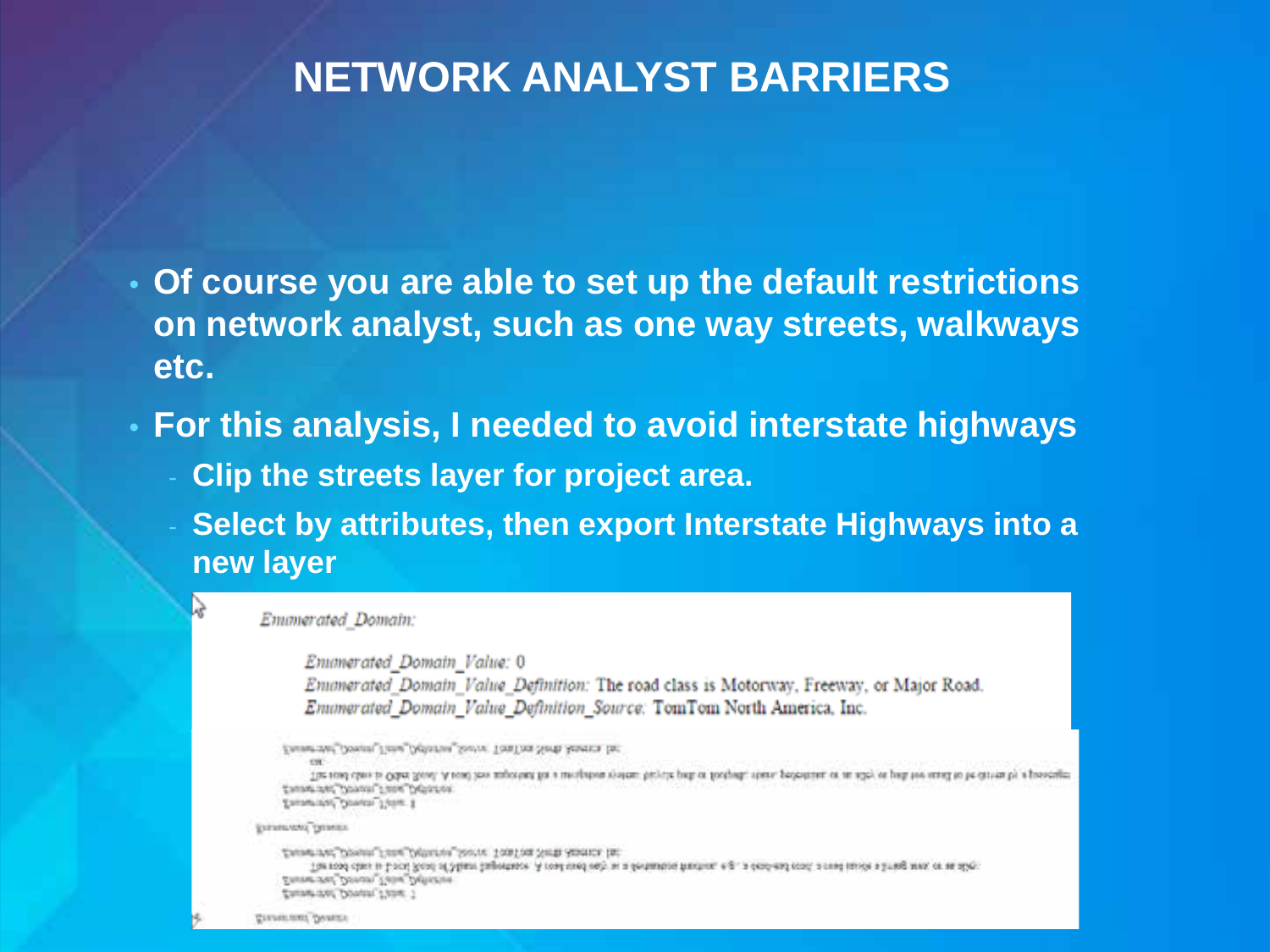# NETWORK ANALYST BARRIERS

- Of course you are able to set up the default restrictions on network analyst, such as one way streets, walkways etc.
- For this analysis, I needed to avoid interstate highways
  - Clip the streets layer for project area.
  - Select by attributes, then export Interstate Highways into a new layer

*Enumerated_Domain:*

*Enumerated_Domain_Value:* 0
*Enumerated_Domain_Value_Definition:* The road class is Motorway, Freeway, or Major Road.
*Enumerated_Domain_Value_Definition_Source:* TomTom North America, Inc.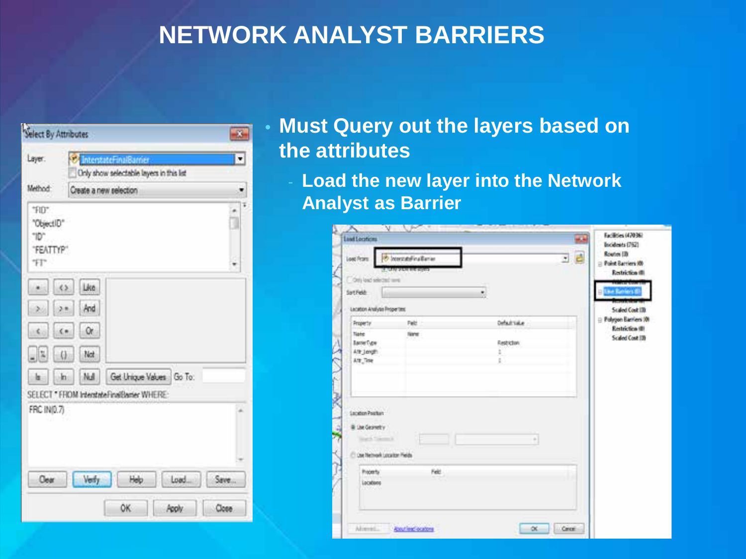# NETWORK ANALYST BARRIERS

- Must Query out the layers based on the attributes
  - Load the new layer into the Network Analyst as Barrier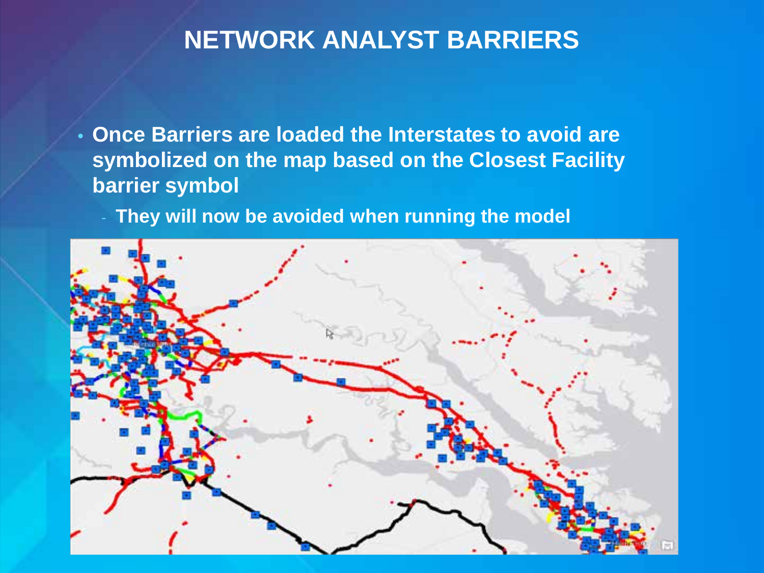# NETWORK ANALYST BARRIERS

- **Once Barriers are loaded the Interstates to avoid are symbolized on the map based on the Closest Facility barrier symbol**
  - **They will now be avoided when running the model**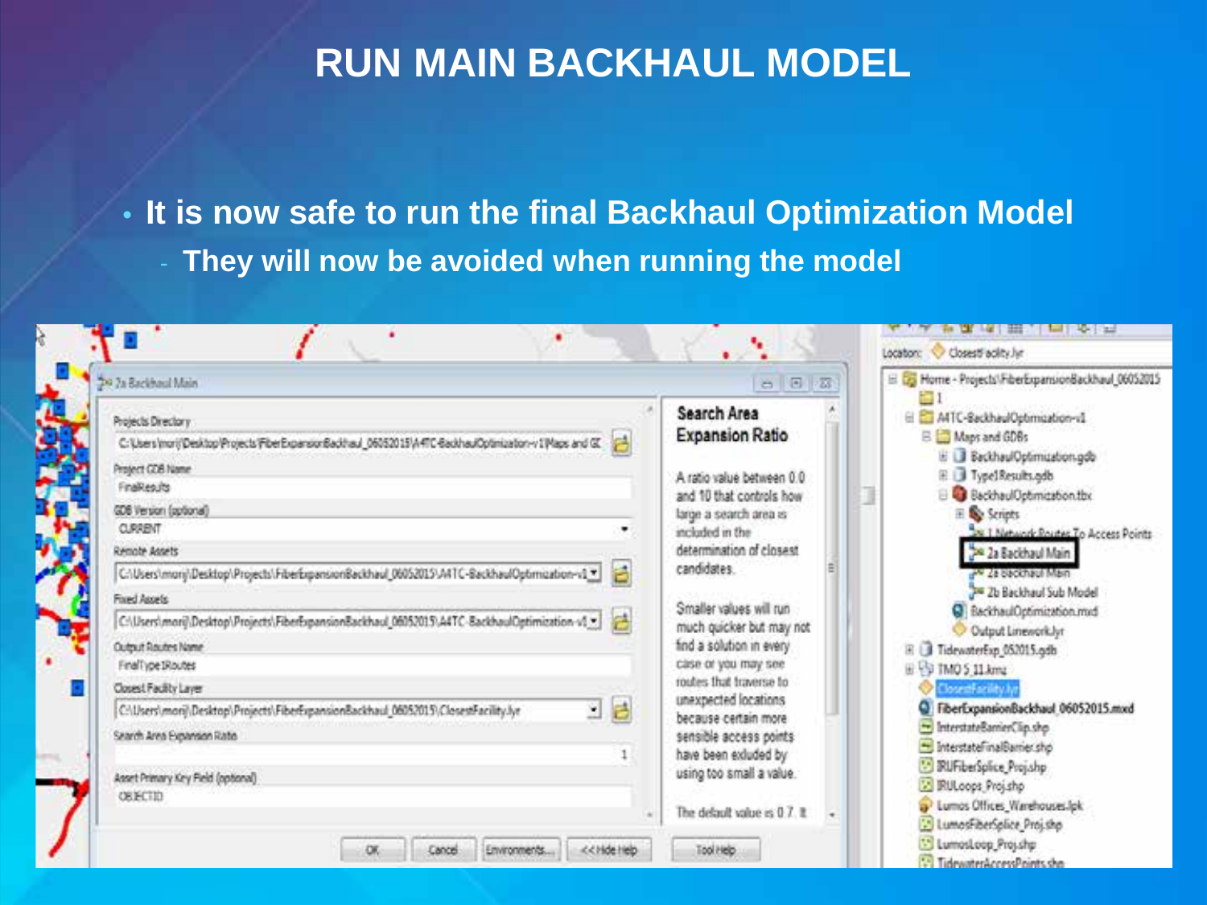# RUN MAIN BACKHAUL MODEL

- It is now safe to run the final Backhaul Optimization Model
  - They will now be avoided when running the model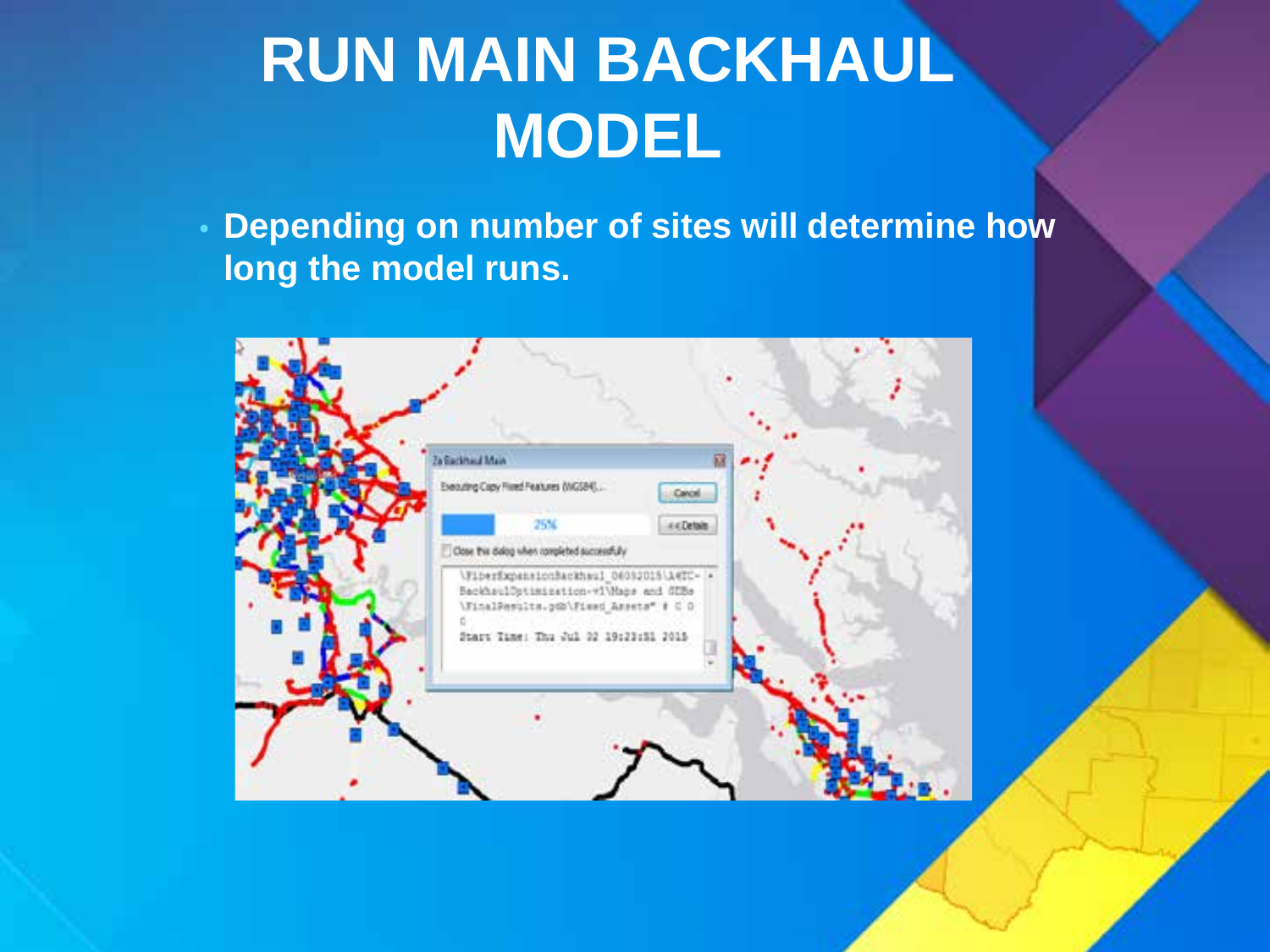# RUN MAIN BACKHAUL MODEL

- **Depending on number of sites will determine how long the model runs.**